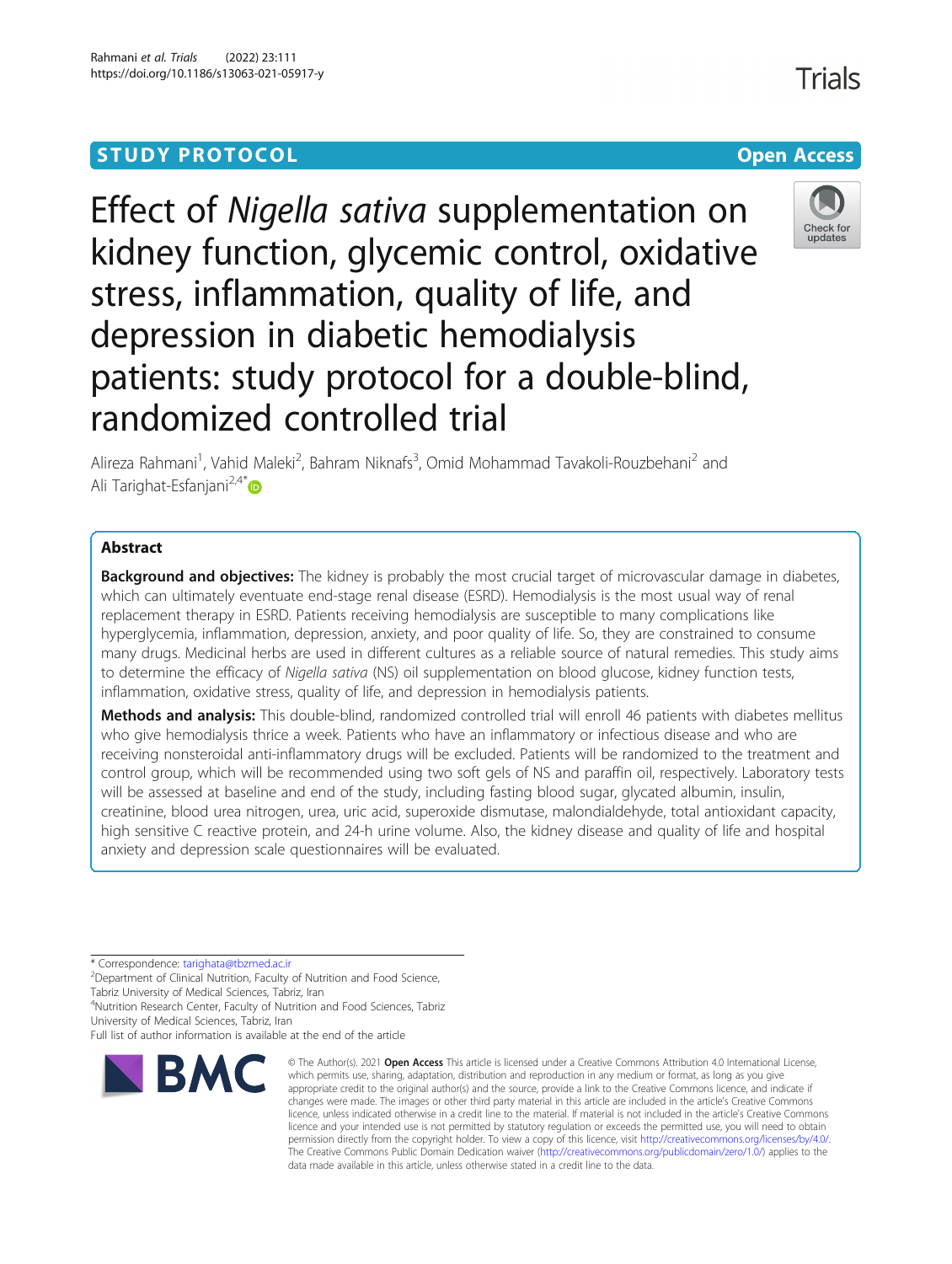STUDY PROTOCOL

Open Access

# Effect of *Nigella sativa* supplementation on kidney function, glycemic control, oxidative stress, inflammation, quality of life, and depression in diabetic hemodialysis patients: study protocol for a double-blind, randomized controlled trial

Alireza Rahmani[1], Vahid Maleki[2], Bahram Niknafs[3], Omid Mohammad Tavakoli-Rouzbehani[2] and Ali Tarighat-Esfanjani[2,4*]

## Abstract

**Background and objectives:** The kidney is probably the most crucial target of microvascular damage in diabetes, which can ultimately eventuate end-stage renal disease (ESRD). Hemodialysis is the most usual way of renal replacement therapy in ESRD. Patients receiving hemodialysis are susceptible to many complications like hyperglycemia, inflammation, depression, anxiety, and poor quality of life. So, they are constrained to consume many drugs. Medicinal herbs are used in different cultures as a reliable source of natural remedies. This study aims to determine the efficacy of *Nigella sativa* (NS) oil supplementation on blood glucose, kidney function tests, inflammation, oxidative stress, quality of life, and depression in hemodialysis patients.

**Methods and analysis:** This double-blind, randomized controlled trial will enroll 46 patients with diabetes mellitus who give hemodialysis thrice a week. Patients who have an inflammatory or infectious disease and who are receiving nonsteroidal anti-inflammatory drugs will be excluded. Patients will be randomized to the treatment and control group, which will be recommended using two soft gels of NS and paraffin oil, respectively. Laboratory tests will be assessed at baseline and end of the study, including fasting blood sugar, glycated albumin, insulin, creatinine, blood urea nitrogen, urea, uric acid, superoxide dismutase, malondialdehyde, total antioxidant capacity, high sensitive C reactive protein, and 24-h urine volume. Also, the kidney disease and quality of life and hospital anxiety and depression scale questionnaires will be evaluated.

\* Correspondence: tarighata@tbzmed.ac.ir

[2]Department of Clinical Nutrition, Faculty of Nutrition and Food Science, Tabriz University of Medical Sciences, Tabriz, Iran

[4]Nutrition Research Center, Faculty of Nutrition and Food Sciences, Tabriz University of Medical Sciences, Tabriz, Iran

Full list of author information is available at the end of the article

© The Author(s). 2021 **Open Access** This article is licensed under a Creative Commons Attribution 4.0 International License, which permits use, sharing, adaptation, distribution and reproduction in any medium or format, as long as you give appropriate credit to the original author(s) and the source, provide a link to the Creative Commons licence, and indicate if changes were made. The images or other third party material in this article are included in the article's Creative Commons licence, unless indicated otherwise in a credit line to the material. If material is not included in the article's Creative Commons licence and your intended use is not permitted by statutory regulation or exceeds the permitted use, you will need to obtain permission directly from the copyright holder. To view a copy of this licence, visit http://creativecommons.org/licenses/by/4.0/. The Creative Commons Public Domain Dedication waiver (http://creativecommons.org/publicdomain/zero/1.0/) applies to the data made available in this article, unless otherwise stated in a credit line to the data.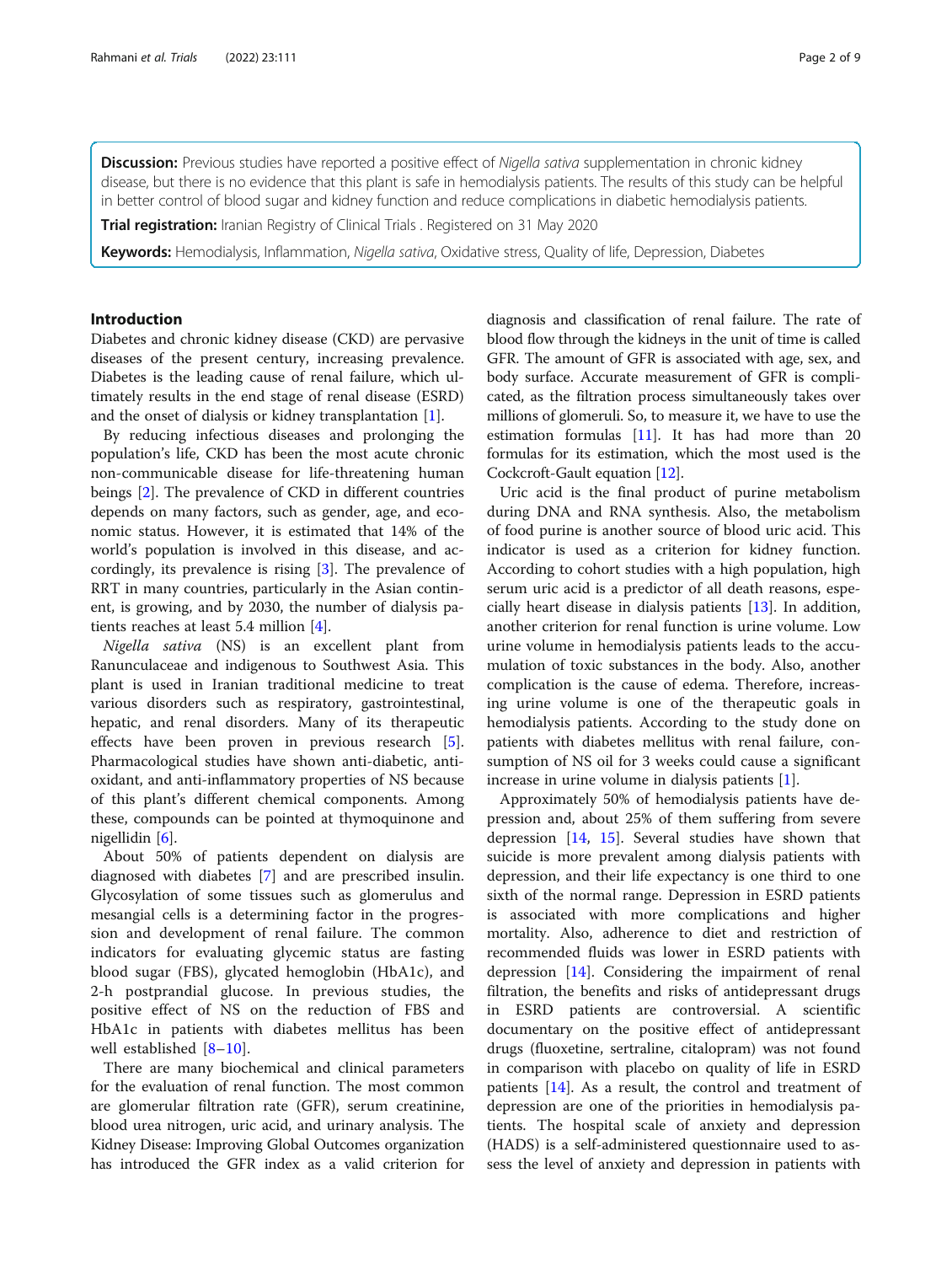**Discussion:** Previous studies have reported a positive effect of *Nigella sativa* supplementation in chronic kidney disease, but there is no evidence that this plant is safe in hemodialysis patients. The results of this study can be helpful in better control of blood sugar and kidney function and reduce complications in diabetic hemodialysis patients.

**Trial registration:** Iranian Registry of Clinical Trials . Registered on 31 May 2020

**Keywords:** Hemodialysis, Inflammation, *Nigella sativa*, Oxidative stress, Quality of life, Depression, Diabetes

## Introduction

Diabetes and chronic kidney disease (CKD) are pervasive diseases of the present century, increasing prevalence. Diabetes is the leading cause of renal failure, which ultimately results in the end stage of renal disease (ESRD) and the onset of dialysis or kidney transplantation [1].

By reducing infectious diseases and prolonging the population's life, CKD has been the most acute chronic non-communicable disease for life-threatening human beings [2]. The prevalence of CKD in different countries depends on many factors, such as gender, age, and economic status. However, it is estimated that 14% of the world's population is involved in this disease, and accordingly, its prevalence is rising [3]. The prevalence of RRT in many countries, particularly in the Asian continent, is growing, and by 2030, the number of dialysis patients reaches at least 5.4 million [4].

*Nigella sativa* (NS) is an excellent plant from Ranunculaceae and indigenous to Southwest Asia. This plant is used in Iranian traditional medicine to treat various disorders such as respiratory, gastrointestinal, hepatic, and renal disorders. Many of its therapeutic effects have been proven in previous research [5]. Pharmacological studies have shown anti-diabetic, antioxidant, and anti-inflammatory properties of NS because of this plant's different chemical components. Among these, compounds can be pointed at thymoquinone and nigellidin [6].

About 50% of patients dependent on dialysis are diagnosed with diabetes [7] and are prescribed insulin. Glycosylation of some tissues such as glomerulus and mesangial cells is a determining factor in the progression and development of renal failure. The common indicators for evaluating glycemic status are fasting blood sugar (FBS), glycated hemoglobin (HbA1c), and 2-h postprandial glucose. In previous studies, the positive effect of NS on the reduction of FBS and HbA1c in patients with diabetes mellitus has been well established [8–10].

There are many biochemical and clinical parameters for the evaluation of renal function. The most common are glomerular filtration rate (GFR), serum creatinine, blood urea nitrogen, uric acid, and urinary analysis. The Kidney Disease: Improving Global Outcomes organization has introduced the GFR index as a valid criterion for diagnosis and classification of renal failure. The rate of blood flow through the kidneys in the unit of time is called GFR. The amount of GFR is associated with age, sex, and body surface. Accurate measurement of GFR is complicated, as the filtration process simultaneously takes over millions of glomeruli. So, to measure it, we have to use the estimation formulas [11]. It has had more than 20 formulas for its estimation, which the most used is the Cockcroft-Gault equation [12].

Uric acid is the final product of purine metabolism during DNA and RNA synthesis. Also, the metabolism of food purine is another source of blood uric acid. This indicator is used as a criterion for kidney function. According to cohort studies with a high population, high serum uric acid is a predictor of all death reasons, especially heart disease in dialysis patients [13]. In addition, another criterion for renal function is urine volume. Low urine volume in hemodialysis patients leads to the accumulation of toxic substances in the body. Also, another complication is the cause of edema. Therefore, increasing urine volume is one of the therapeutic goals in hemodialysis patients. According to the study done on patients with diabetes mellitus with renal failure, consumption of NS oil for 3 weeks could cause a significant increase in urine volume in dialysis patients [1].

Approximately 50% of hemodialysis patients have depression and, about 25% of them suffering from severe depression [14, 15]. Several studies have shown that suicide is more prevalent among dialysis patients with depression, and their life expectancy is one third to one sixth of the normal range. Depression in ESRD patients is associated with more complications and higher mortality. Also, adherence to diet and restriction of recommended fluids was lower in ESRD patients with depression [14]. Considering the impairment of renal filtration, the benefits and risks of antidepressant drugs in ESRD patients are controversial. A scientific documentary on the positive effect of antidepressant drugs (fluoxetine, sertraline, citalopram) was not found in comparison with placebo on quality of life in ESRD patients [14]. As a result, the control and treatment of depression are one of the priorities in hemodialysis patients. The hospital scale of anxiety and depression (HADS) is a self-administered questionnaire used to assess the level of anxiety and depression in patients with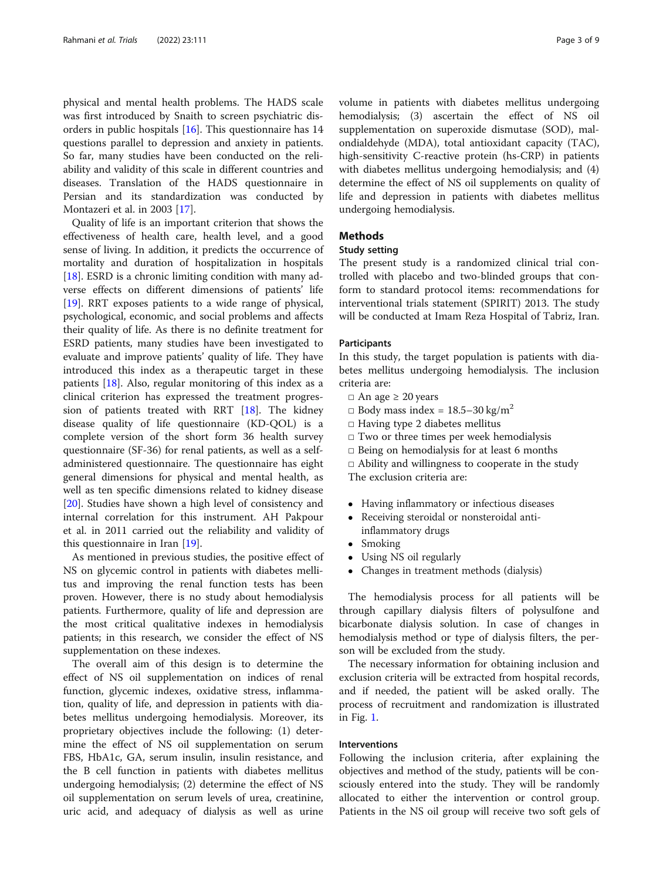physical and mental health problems. The HADS scale was first introduced by Snaith to screen psychiatric disorders in public hospitals [16]. This questionnaire has 14 questions parallel to depression and anxiety in patients. So far, many studies have been conducted on the reliability and validity of this scale in different countries and diseases. Translation of the HADS questionnaire in Persian and its standardization was conducted by Montazeri et al. in 2003 [17].

Quality of life is an important criterion that shows the effectiveness of health care, health level, and a good sense of living. In addition, it predicts the occurrence of mortality and duration of hospitalization in hospitals [18]. ESRD is a chronic limiting condition with many adverse effects on different dimensions of patients' life [19]. RRT exposes patients to a wide range of physical, psychological, economic, and social problems and affects their quality of life. As there is no definite treatment for ESRD patients, many studies have been investigated to evaluate and improve patients' quality of life. They have introduced this index as a therapeutic target in these patients [18]. Also, regular monitoring of this index as a clinical criterion has expressed the treatment progression of patients treated with RRT [18]. The kidney disease quality of life questionnaire (KD-QOL) is a complete version of the short form 36 health survey questionnaire (SF-36) for renal patients, as well as a self-administered questionnaire. The questionnaire has eight general dimensions for physical and mental health, as well as ten specific dimensions related to kidney disease [20]. Studies have shown a high level of consistency and internal correlation for this instrument. AH Pakpour et al. in 2011 carried out the reliability and validity of this questionnaire in Iran [19].

As mentioned in previous studies, the positive effect of NS on glycemic control in patients with diabetes mellitus and improving the renal function tests has been proven. However, there is no study about hemodialysis patients. Furthermore, quality of life and depression are the most critical qualitative indexes in hemodialysis patients; in this research, we consider the effect of NS supplementation on these indexes.

The overall aim of this design is to determine the effect of NS oil supplementation on indices of renal function, glycemic indexes, oxidative stress, inflammation, quality of life, and depression in patients with diabetes mellitus undergoing hemodialysis. Moreover, its proprietary objectives include the following: (1) determine the effect of NS oil supplementation on serum FBS, HbA1c, GA, serum insulin, insulin resistance, and the B cell function in patients with diabetes mellitus undergoing hemodialysis; (2) determine the effect of NS oil supplementation on serum levels of urea, creatinine, uric acid, and adequacy of dialysis as well as urine volume in patients with diabetes mellitus undergoing hemodialysis; (3) ascertain the effect of NS oil supplementation on superoxide dismutase (SOD), malondialdehyde (MDA), total antioxidant capacity (TAC), high-sensitivity C-reactive protein (hs-CRP) in patients with diabetes mellitus undergoing hemodialysis; and (4) determine the effect of NS oil supplements on quality of life and depression in patients with diabetes mellitus undergoing hemodialysis.

## Methods

### Study setting

The present study is a randomized clinical trial controlled with placebo and two-blinded groups that conform to standard protocol items: recommendations for interventional trials statement (SPIRIT) 2013. The study will be conducted at Imam Reza Hospital of Tabriz, Iran.

### Participants

In this study, the target population is patients with diabetes mellitus undergoing hemodialysis. The inclusion criteria are:

- □ An age ≥ 20 years
- □ Body mass index = 18.5–30 kg/m$^2$
- □ Having type 2 diabetes mellitus
- □ Two or three times per week hemodialysis
- □ Being on hemodialysis for at least 6 months
- □ Ability and willingness to cooperate in the study

The exclusion criteria are:

- Having inflammatory or infectious diseases
- Receiving steroidal or nonsteroidal anti-inflammatory drugs
- Smoking
- Using NS oil regularly
- Changes in treatment methods (dialysis)

The hemodialysis process for all patients will be through capillary dialysis filters of polysulfone and bicarbonate dialysis solution. In case of changes in hemodialysis method or type of dialysis filters, the person will be excluded from the study.

The necessary information for obtaining inclusion and exclusion criteria will be extracted from hospital records, and if needed, the patient will be asked orally. The process of recruitment and randomization is illustrated in Fig. 1.

### Interventions

Following the inclusion criteria, after explaining the objectives and method of the study, patients will be consciously entered into the study. They will be randomly allocated to either the intervention or control group. Patients in the NS oil group will receive two soft gels of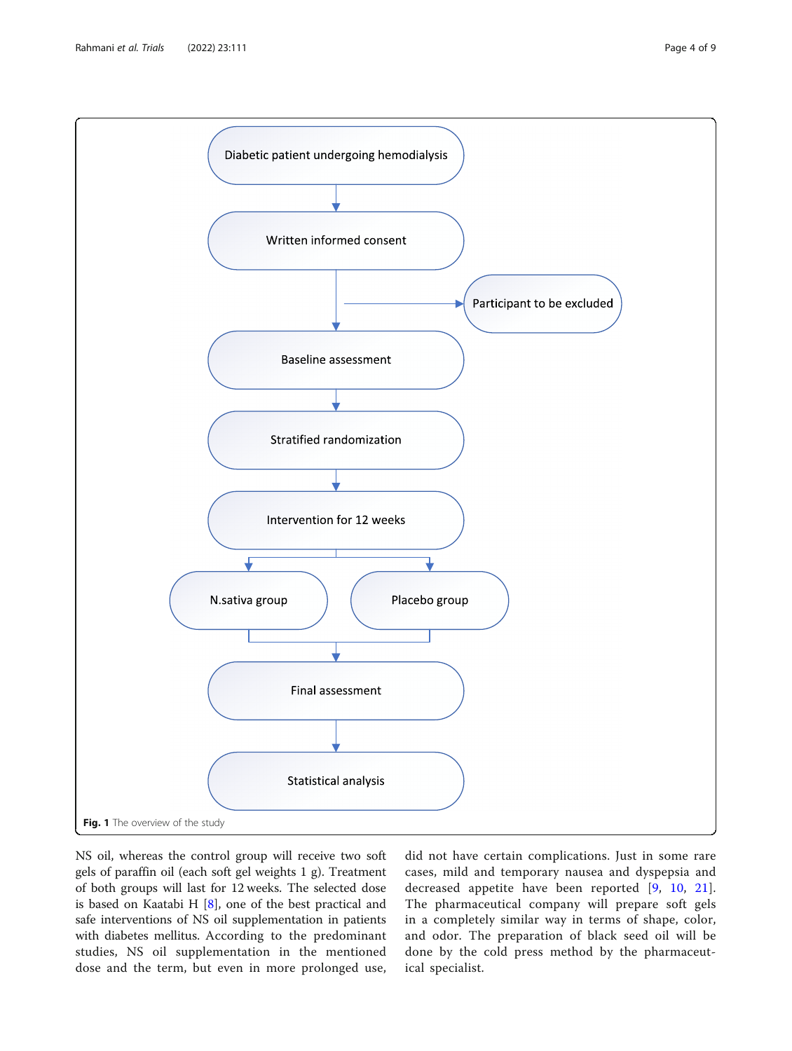Diabetic patient undergoing hemodialysis

Written informed consent

Participant to be excluded

Baseline assessment

Stratified randomization

Intervention for 12 weeks

N.sativa group

Placebo group

Final assessment

Statistical analysis

**Fig. 1** The overview of the study

NS oil, whereas the control group will receive two soft gels of paraffin oil (each soft gel weights 1 g). Treatment of both groups will last for 12 weeks. The selected dose is based on Kaatabi H [8], one of the best practical and safe interventions of NS oil supplementation in patients with diabetes mellitus. According to the predominant studies, NS oil supplementation in the mentioned dose and the term, but even in more prolonged use, did not have certain complications. Just in some rare cases, mild and temporary nausea and dyspepsia and decreased appetite have been reported [9, 10, 21]. The pharmaceutical company will prepare soft gels in a completely similar way in terms of shape, color, and odor. The preparation of black seed oil will be done by the cold press method by the pharmaceutical specialist.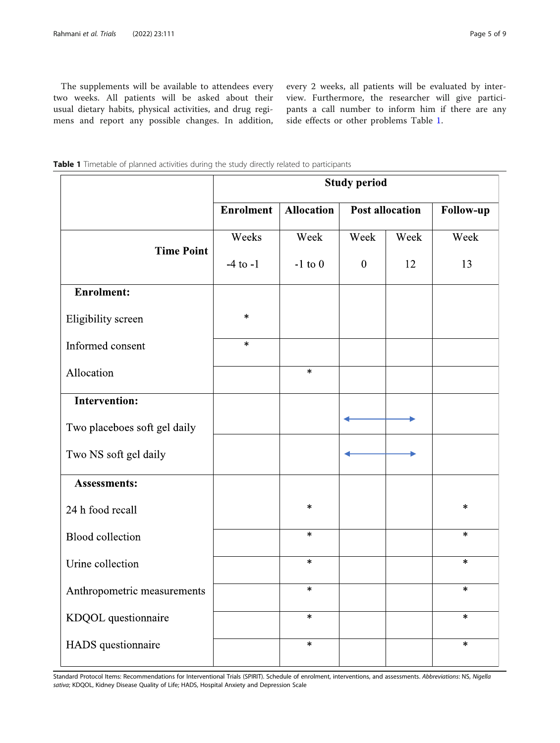The supplements will be available to attendees every two weeks. All patients will be asked about their usual dietary habits, physical activities, and drug regimens and report any possible changes. In addition, every 2 weeks, all patients will be evaluated by interview. Furthermore, the researcher will give participants a call number to inform him if there are any side effects or other problems Table 1.

**Table 1** Timetable of planned activities during the study directly related to participants

| | Study period | | | | |
|---|---|---|---|---|---|
| | **Enrolment** | **Allocation** | **Post allocation** | | **Follow-up** |
| **Time Point** | Weeks -4 to -1 | Week -1 to 0 | Week 0 | Week 12 | Week 13 |
| **Enrolment:** | | | | | |
| Eligibility screen | * | | | | |
| Informed consent | * | | | | |
| Allocation | | * | | | |
| **Intervention:** | | | | | |
| Two placeboes soft gel daily | | | ← | → | |
| Two NS soft gel daily | | | ← | → | |
| **Assessments:** | | | | | |
| 24 h food recall | | * | | | * |
| Blood collection | | * | | | * |
| Urine collection | | * | | | * |
| Anthropometric measurements | | * | | | * |
| KDQOL questionnaire | | * | | | * |
| HADS questionnaire | | * | | | * |

Standard Protocol Items: Recommendations for Interventional Trials (SPIRIT). Schedule of enrolment, interventions, and assessments. *Abbreviations*: NS, *Nigella sativa*; KDQOL, Kidney Disease Quality of Life; HADS, Hospital Anxiety and Depression Scale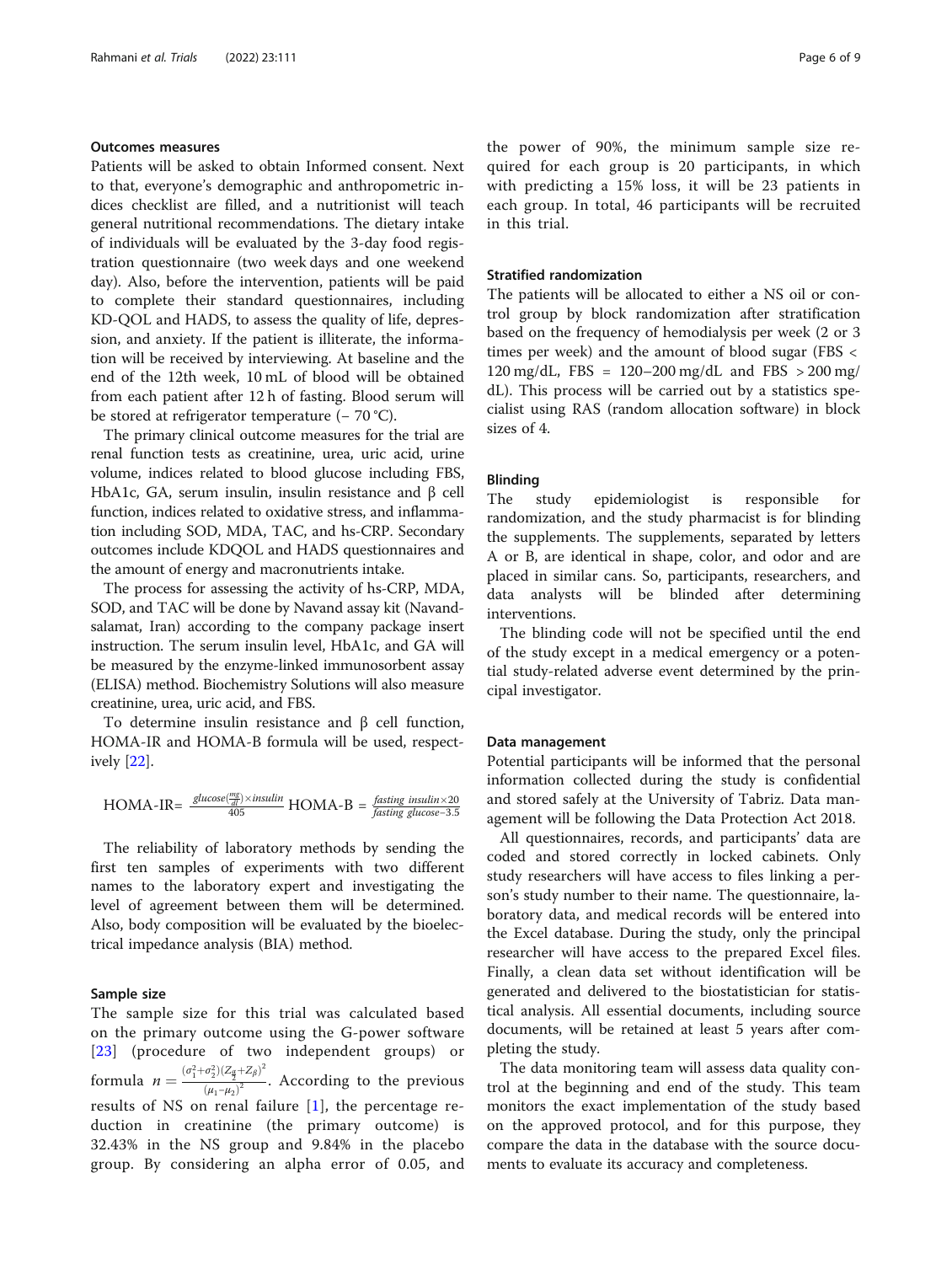### Outcomes measures

Patients will be asked to obtain Informed consent. Next to that, everyone's demographic and anthropometric indices checklist are filled, and a nutritionist will teach general nutritional recommendations. The dietary intake of individuals will be evaluated by the 3-day food registration questionnaire (two week days and one weekend day). Also, before the intervention, patients will be paid to complete their standard questionnaires, including KD-QOL and HADS, to assess the quality of life, depression, and anxiety. If the patient is illiterate, the information will be received by interviewing. At baseline and the end of the 12th week, 10 mL of blood will be obtained from each patient after 12 h of fasting. Blood serum will be stored at refrigerator temperature (− 70 °C).

The primary clinical outcome measures for the trial are renal function tests as creatinine, urea, uric acid, urine volume, indices related to blood glucose including FBS, HbA1c, GA, serum insulin, insulin resistance and β cell function, indices related to oxidative stress, and inflammation including SOD, MDA, TAC, and hs-CRP. Secondary outcomes include KDQOL and HADS questionnaires and the amount of energy and macronutrients intake.

The process for assessing the activity of hs-CRP, MDA, SOD, and TAC will be done by Navand assay kit (Navand-salamat, Iran) according to the company package insert instruction. The serum insulin level, HbA1c, and GA will be measured by the enzyme-linked immunosorbent assay (ELISA) method. Biochemistry Solutions will also measure creatinine, urea, uric acid, and FBS.

To determine insulin resistance and β cell function, HOMA-IR and HOMA-B formula will be used, respectively [22].

$$\text{HOMA-IR} = \frac{glucose\left(\frac{mg}{dl}\right) \times insulin}{405} \quad \text{HOMA-B} = \frac{fasting\ insulin \times 20}{fasting\ glucose - 3.5}$$

The reliability of laboratory methods by sending the first ten samples of experiments with two different names to the laboratory expert and investigating the level of agreement between them will be determined. Also, body composition will be evaluated by the bioelectrical impedance analysis (BIA) method.

### Sample size

The sample size for this trial was calculated based on the primary outcome using the G-power software [23] (procedure of two independent groups) or formula $n = \frac{(\sigma_1^2 + \sigma_2^2)(Z_{\frac{\alpha}{2}} + Z_\beta)^2}{(\mu_1 - \mu_2)^2}$. According to the previous results of NS on renal failure [1], the percentage reduction in creatinine (the primary outcome) is 32.43% in the NS group and 9.84% in the placebo group. By considering an alpha error of 0.05, and the power of 90%, the minimum sample size required for each group is 20 participants, in which with predicting a 15% loss, it will be 23 patients in each group. In total, 46 participants will be recruited in this trial.

### Stratified randomization

The patients will be allocated to either a NS oil or control group by block randomization after stratification based on the frequency of hemodialysis per week (2 or 3 times per week) and the amount of blood sugar (FBS < 120 mg/dL, FBS = 120–200 mg/dL and FBS > 200 mg/dL). This process will be carried out by a statistics specialist using RAS (random allocation software) in block sizes of 4.

### Blinding

The study epidemiologist is responsible for randomization, and the study pharmacist is for blinding the supplements. The supplements, separated by letters A or B, are identical in shape, color, and odor and are placed in similar cans. So, participants, researchers, and data analysts will be blinded after determining interventions.

The blinding code will not be specified until the end of the study except in a medical emergency or a potential study-related adverse event determined by the principal investigator.

### Data management

Potential participants will be informed that the personal information collected during the study is confidential and stored safely at the University of Tabriz. Data management will be following the Data Protection Act 2018.

All questionnaires, records, and participants' data are coded and stored correctly in locked cabinets. Only study researchers will have access to files linking a person's study number to their name. The questionnaire, laboratory data, and medical records will be entered into the Excel database. During the study, only the principal researcher will have access to the prepared Excel files. Finally, a clean data set without identification will be generated and delivered to the biostatistician for statistical analysis. All essential documents, including source documents, will be retained at least 5 years after completing the study.

The data monitoring team will assess data quality control at the beginning and end of the study. This team monitors the exact implementation of the study based on the approved protocol, and for this purpose, they compare the data in the database with the source documents to evaluate its accuracy and completeness.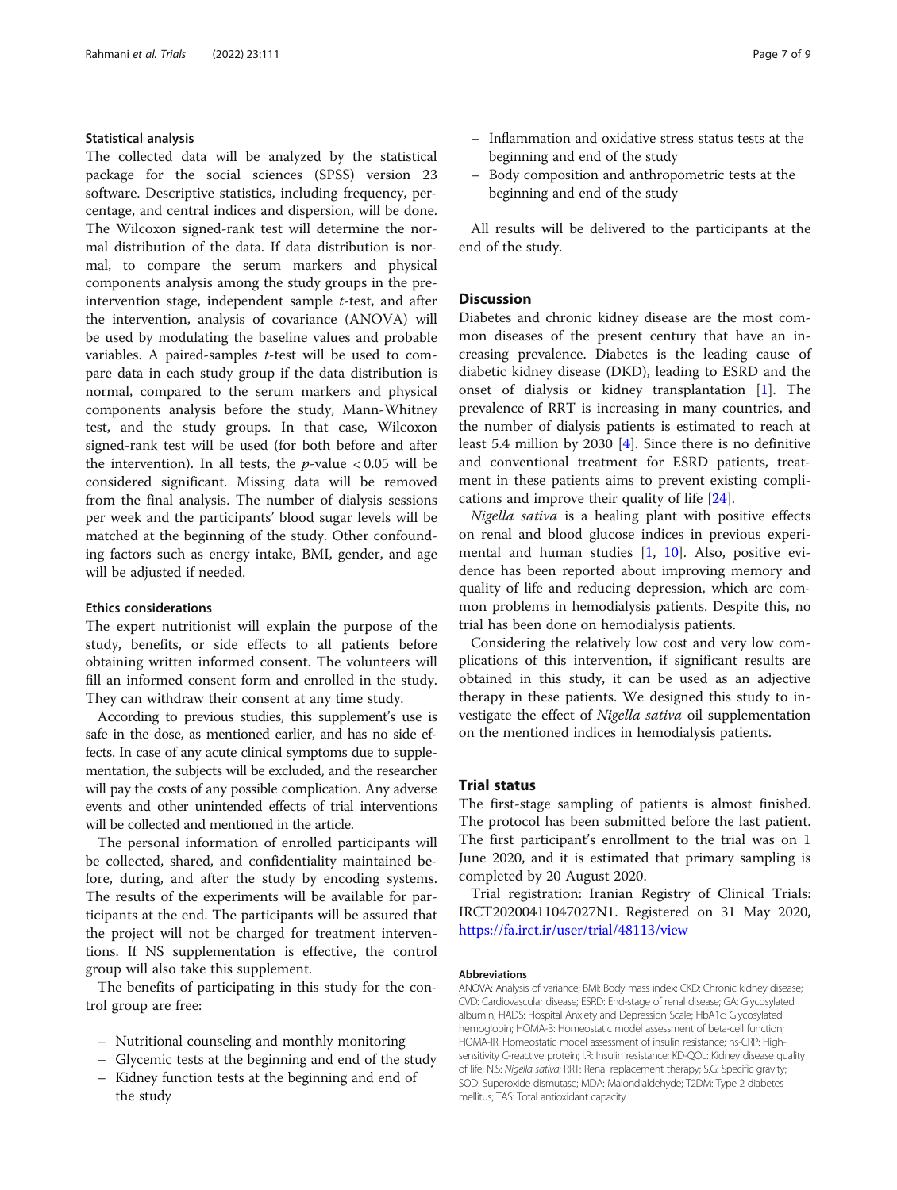### Statistical analysis

The collected data will be analyzed by the statistical package for the social sciences (SPSS) version 23 software. Descriptive statistics, including frequency, percentage, and central indices and dispersion, will be done. The Wilcoxon signed-rank test will determine the normal distribution of the data. If data distribution is normal, to compare the serum markers and physical components analysis among the study groups in the pre-intervention stage, independent sample *t*-test, and after the intervention, analysis of covariance (ANOVA) will be used by modulating the baseline values and probable variables. A paired-samples *t*-test will be used to compare data in each study group if the data distribution is normal, compared to the serum markers and physical components analysis before the study, Mann-Whitney test, and the study groups. In that case, Wilcoxon signed-rank test will be used (for both before and after the intervention). In all tests, the $p$-value $< 0.05$ will be considered significant. Missing data will be removed from the final analysis. The number of dialysis sessions per week and the participants' blood sugar levels will be matched at the beginning of the study. Other confounding factors such as energy intake, BMI, gender, and age will be adjusted if needed.

### Ethics considerations

The expert nutritionist will explain the purpose of the study, benefits, or side effects to all patients before obtaining written informed consent. The volunteers will fill an informed consent form and enrolled in the study. They can withdraw their consent at any time study.

According to previous studies, this supplement's use is safe in the dose, as mentioned earlier, and has no side effects. In case of any acute clinical symptoms due to supplementation, the subjects will be excluded, and the researcher will pay the costs of any possible complication. Any adverse events and other unintended effects of trial interventions will be collected and mentioned in the article.

The personal information of enrolled participants will be collected, shared, and confidentiality maintained before, during, and after the study by encoding systems. The results of the experiments will be available for participants at the end. The participants will be assured that the project will not be charged for treatment interventions. If NS supplementation is effective, the control group will also take this supplement.

The benefits of participating in this study for the control group are free:

- Nutritional counseling and monthly monitoring
- Glycemic tests at the beginning and end of the study
- Kidney function tests at the beginning and end of the study
- Inflammation and oxidative stress status tests at the beginning and end of the study
- Body composition and anthropometric tests at the beginning and end of the study

All results will be delivered to the participants at the end of the study.

## Discussion

Diabetes and chronic kidney disease are the most common diseases of the present century that have an increasing prevalence. Diabetes is the leading cause of diabetic kidney disease (DKD), leading to ESRD and the onset of dialysis or kidney transplantation [1]. The prevalence of RRT is increasing in many countries, and the number of dialysis patients is estimated to reach at least 5.4 million by 2030 [4]. Since there is no definitive and conventional treatment for ESRD patients, treatment in these patients aims to prevent existing complications and improve their quality of life [24].

*Nigella sativa* is a healing plant with positive effects on renal and blood glucose indices in previous experimental and human studies [1, 10]. Also, positive evidence has been reported about improving memory and quality of life and reducing depression, which are common problems in hemodialysis patients. Despite this, no trial has been done on hemodialysis patients.

Considering the relatively low cost and very low complications of this intervention, if significant results are obtained in this study, it can be used as an adjective therapy in these patients. We designed this study to investigate the effect of *Nigella sativa* oil supplementation on the mentioned indices in hemodialysis patients.

## Trial status

The first-stage sampling of patients is almost finished. The protocol has been submitted before the last patient. The first participant's enrollment to the trial was on 1 June 2020, and it is estimated that primary sampling is completed by 20 August 2020.

Trial registration: Iranian Registry of Clinical Trials: IRCT20200411047027N1. Registered on 31 May 2020, https://fa.irct.ir/user/trial/48113/view

#### Abbreviations

ANOVA: Analysis of variance; BMI: Body mass index; CKD: Chronic kidney disease; CVD: Cardiovascular disease; ESRD: End-stage of renal disease; GA: Glycosylated albumin; HADS: Hospital Anxiety and Depression Scale; HbA1c: Glycosylated hemoglobin; HOMA-B: Homeostatic model assessment of beta-cell function; HOMA-IR: Homeostatic model assessment of insulin resistance; hs-CRP: High-sensitivity C-reactive protein; I.R: Insulin resistance; KD-QOL: Kidney disease quality of life; N.S: *Nigella sativa*; RRT: Renal replacement therapy; S.G: Specific gravity; SOD: Superoxide dismutase; MDA: Malondialdehyde; T2DM: Type 2 diabetes mellitus; TAS: Total antioxidant capacity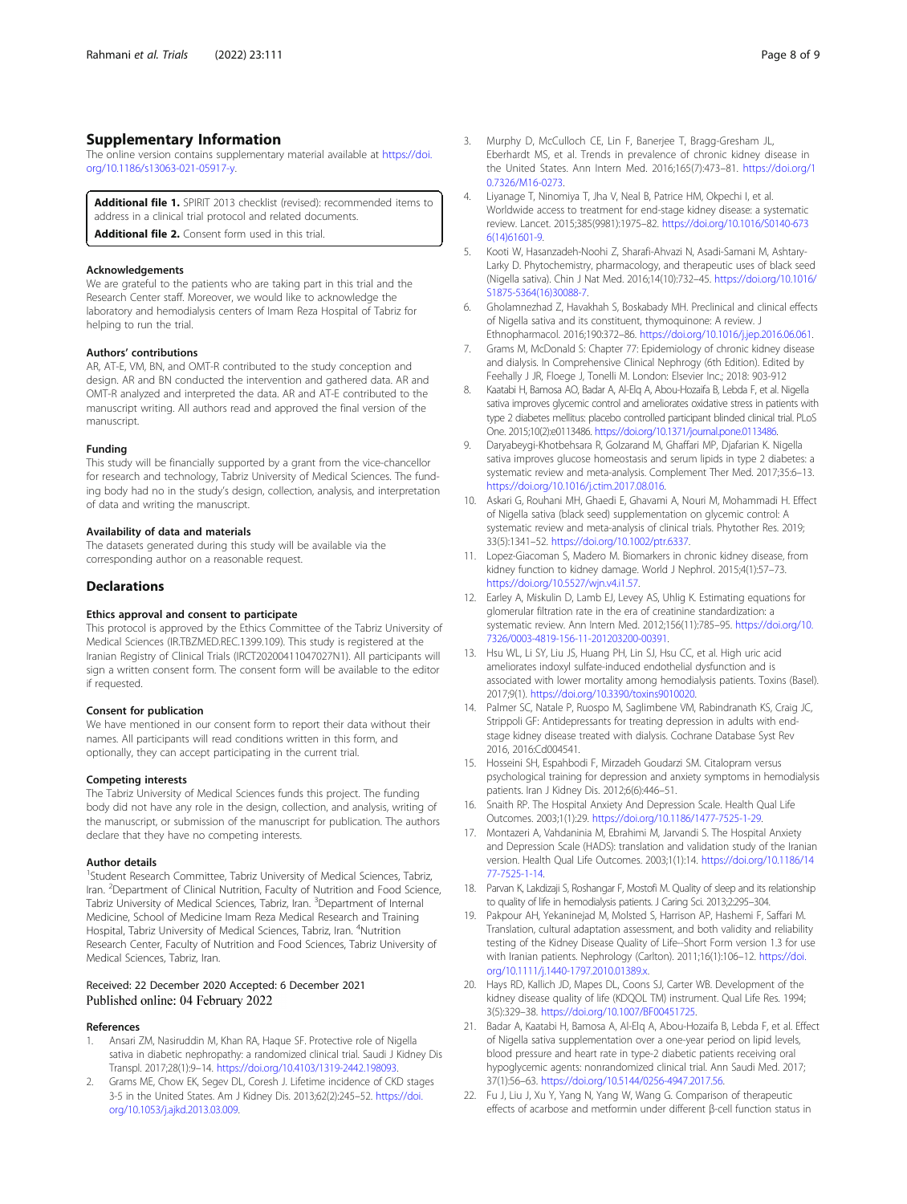## Supplementary Information

The online version contains supplementary material available at https://doi.org/10.1186/s13063-021-05917-y.

**Additional file 1.** SPIRIT 2013 checklist (revised): recommended items to address in a clinical trial protocol and related documents.
**Additional file 2.** Consent form used in this trial.

### Acknowledgements

We are grateful to the patients who are taking part in this trial and the Research Center staff. Moreover, we would like to acknowledge the laboratory and hemodialysis centers of Imam Reza Hospital of Tabriz for helping to run the trial.

### Authors' contributions

AR, AT-E, VM, BN, and OMT-R contributed to the study conception and design. AR and BN conducted the intervention and gathered data. AR and OMT-R analyzed and interpreted the data. AR and AT-E contributed to the manuscript writing. All authors read and approved the final version of the manuscript.

### Funding

This study will be financially supported by a grant from the vice-chancellor for research and technology, Tabriz University of Medical Sciences. The funding body had no in the study's design, collection, analysis, and interpretation of data and writing the manuscript.

### Availability of data and materials

The datasets generated during this study will be available via the corresponding author on a reasonable request.

## Declarations

### Ethics approval and consent to participate

This protocol is approved by the Ethics Committee of the Tabriz University of Medical Sciences (IR.TBZMED.REC.1399.109). This study is registered at the Iranian Registry of Clinical Trials (IRCT20200411047027N1). All participants will sign a written consent form. The consent form will be available to the editor if requested.

### Consent for publication

We have mentioned in our consent form to report their data without their names. All participants will read conditions written in this form, and optionally, they can accept participating in the current trial.

### Competing interests

The Tabriz University of Medical Sciences funds this project. The funding body did not have any role in the design, collection, and analysis, writing of the manuscript, or submission of the manuscript for publication. The authors declare that they have no competing interests.

### Author details

[1]Student Research Committee, Tabriz University of Medical Sciences, Tabriz, Iran. [2]Department of Clinical Nutrition, Faculty of Nutrition and Food Science, Tabriz University of Medical Sciences, Tabriz, Iran. [3]Department of Internal Medicine, School of Medicine Imam Reza Medical Research and Training Hospital, Tabriz University of Medical Sciences, Tabriz, Iran. [4]Nutrition Research Center, Faculty of Nutrition and Food Sciences, Tabriz University of Medical Sciences, Tabriz, Iran.

Received: 22 December 2020 Accepted: 6 December 2021
Published online: 04 February 2022

### References

1. Ansari ZM, Nasiruddin M, Khan RA, Haque SF. Protective role of Nigella sativa in diabetic nephropathy: a randomized clinical trial. Saudi J Kidney Dis Transpl. 2017;28(1):9–14. https://doi.org/10.4103/1319-2442.198093.
2. Grams ME, Chow EK, Segev DL, Coresh J. Lifetime incidence of CKD stages 3-5 in the United States. Am J Kidney Dis. 2013;62(2):245–52. https://doi.org/10.1053/j.ajkd.2013.03.009.
3. Murphy D, McCulloch CE, Lin F, Banerjee T, Bragg-Gresham JL, Eberhardt MS, et al. Trends in prevalence of chronic kidney disease in the United States. Ann Intern Med. 2016;165(7):473–81. https://doi.org/10.7326/M16-0273.
4. Liyanage T, Ninomiya T, Jha V, Neal B, Patrice HM, Okpechi I, et al. Worldwide access to treatment for end-stage kidney disease: a systematic review. Lancet. 2015;385(9981):1975–82. https://doi.org/10.1016/S0140-6736(14)61601-9.
5. Kooti W, Hasanzadeh-Noohi Z, Sharafi-Ahvazi N, Asadi-Samani M, Ashtary-Larky D. Phytochemistry, pharmacology, and therapeutic uses of black seed (Nigella sativa). Chin J Nat Med. 2016;14(10):732–45. https://doi.org/10.1016/S1875-5364(16)30088-7.
6. Gholamnezhad Z, Havakhah S, Boskabady MH. Preclinical and clinical effects of Nigella sativa and its constituent, thymoquinone: A review. J Ethnopharmacol. 2016;190:372–86. https://doi.org/10.1016/j.jep.2016.06.061.
7. Grams M, McDonald S: Chapter 77: Epidemiology of chronic kidney disease and dialysis. In Comprehensive Clinical Nephrology (6th Edition). Edited by Feehally J JR, Floege J, Tonelli M. London: Elsevier Inc.; 2018: 903-912
8. Kaatabi H, Bamosa AO, Badar A, Al-Elq A, Abou-Hozaifa B, Lebda F, et al. Nigella sativa improves glycemic control and ameliorates oxidative stress in patients with type 2 diabetes mellitus: placebo controlled participant blinded clinical trial. PLoS One. 2015;10(2):e0113486. https://doi.org/10.1371/journal.pone.0113486.
9. Daryabeygi-Khotbehsara R, Golzarand M, Ghaffari MP, Djafarian K. Nigella sativa improves glucose homeostasis and serum lipids in type 2 diabetes: a systematic review and meta-analysis. Complement Ther Med. 2017;35:6–13. https://doi.org/10.1016/j.ctim.2017.08.016.
10. Askari G, Rouhani MH, Ghaedi E, Ghavami A, Nouri M, Mohammadi H. Effect of Nigella sativa (black seed) supplementation on glycemic control: A systematic review and meta-analysis of clinical trials. Phytother Res. 2019;33(5):1341–52. https://doi.org/10.1002/ptr.6337.
11. Lopez-Giacoman S, Madero M. Biomarkers in chronic kidney disease, from kidney function to kidney damage. World J Nephrol. 2015;4(1):57–73. https://doi.org/10.5527/wjn.v4.i1.57.
12. Earley A, Miskulin D, Lamb EJ, Levey AS, Uhlig K. Estimating equations for glomerular filtration rate in the era of creatinine standardization: a systematic review. Ann Intern Med. 2012;156(11):785–95. https://doi.org/10.7326/0003-4819-156-11-201203200-00391.
13. Hsu WL, Li SY, Liu JS, Huang PH, Lin SJ, Hsu CC, et al. High uric acid ameliorates indoxyl sulfate-induced endothelial dysfunction and is associated with lower mortality among hemodialysis patients. Toxins (Basel). 2017;9(1). https://doi.org/10.3390/toxins9010020.
14. Palmer SC, Natale P, Ruospo M, Saglimbene VM, Rabindranath KS, Craig JC, Strippoli GF: Antidepressants for treating depression in adults with end-stage kidney disease treated with dialysis. Cochrane Database Syst Rev 2016, 2016:Cd004541.
15. Hosseini SH, Espahbodi F, Mirzadeh Goudarzi SM. Citalopram versus psychological training for depression and anxiety symptoms in hemodialysis patients. Iran J Kidney Dis. 2012;6(6):446–51.
16. Snaith RP. The Hospital Anxiety And Depression Scale. Health Qual Life Outcomes. 2003;1(1):29. https://doi.org/10.1186/1477-7525-1-29.
17. Montazeri A, Vahdaninia M, Ebrahimi M, Jarvandi S. The Hospital Anxiety and Depression Scale (HADS): translation and validation study of the Iranian version. Health Qual Life Outcomes. 2003;1(1):14. https://doi.org/10.1186/1477-7525-1-14.
18. Parvan K, Lakdizaji S, Roshangar F, Mostofi M. Quality of sleep and its relationship to quality of life in hemodialysis patients. J Caring Sci. 2013;2:295–304.
19. Pakpour AH, Yekaninejad M, Molsted S, Harrison AP, Hashemi F, Saffari M. Translation, cultural adaptation assessment, and both validity and reliability testing of the Kidney Disease Quality of Life--Short Form version 1.3 for use with Iranian patients. Nephrology (Carlton). 2011;16(1):106–12. https://doi.org/10.1111/j.1440-1797.2010.01389.x.
20. Hays RD, Kallich JD, Mapes DL, Coons SJ, Carter WB. Development of the kidney disease quality of life (KDQOL TM) instrument. Qual Life Res. 1994;3(5):329–38. https://doi.org/10.1007/BF00451725.
21. Badar A, Kaatabi H, Bamosa A, Al-Elq A, Abou-Hozaifa B, Lebda F, et al. Effect of Nigella sativa supplementation over a one-year period on lipid levels, blood pressure and heart rate in type-2 diabetic patients receiving oral hypoglycemic agents: nonrandomized clinical trial. Ann Saudi Med. 2017;37(1):56–63. https://doi.org/10.5144/0256-4947.2017.56.
22. Fu J, Liu J, Xu Y, Yang N, Yang W, Wang G. Comparison of therapeutic effects of acarbose and metformin under different β-cell function status in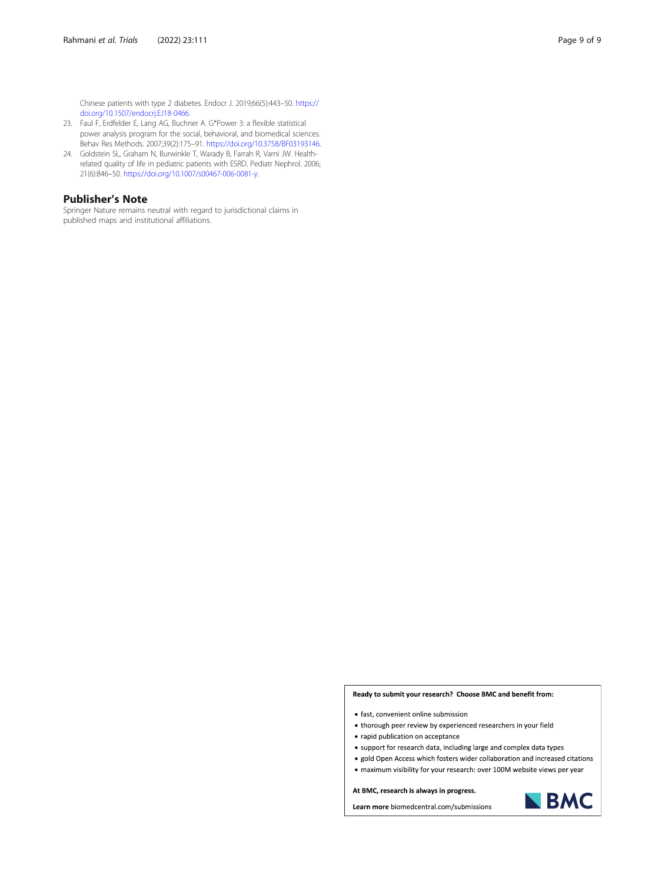Chinese patients with type 2 diabetes. Endocr J. 2019;66(5):443–50. https://doi.org/10.1507/endocrj.EJ18-0466.

23. Faul F, Erdfelder E, Lang AG, Buchner A. G*Power 3: a flexible statistical power analysis program for the social, behavioral, and biomedical sciences. Behav Res Methods. 2007;39(2):175–91. https://doi.org/10.3758/BF03193146.
24. Goldstein SL, Graham N, Burwinkle T, Warady B, Farrah R, Varni JW. Health-related quality of life in pediatric patients with ESRD. Pediatr Nephrol. 2006;21(6):846–50. https://doi.org/10.1007/s00467-006-0081-y.

## Publisher's Note

Springer Nature remains neutral with regard to jurisdictional claims in published maps and institutional affiliations.

**Ready to submit your research? Choose BMC and benefit from:**

- fast, convenient online submission
- thorough peer review by experienced researchers in your field
- rapid publication on acceptance
- support for research data, including large and complex data types
- gold Open Access which fosters wider collaboration and increased citations
- maximum visibility for your research: over 100M website views per year

**At BMC, research is always in progress.**

**Learn more** biomedcentral.com/submissions

BMC